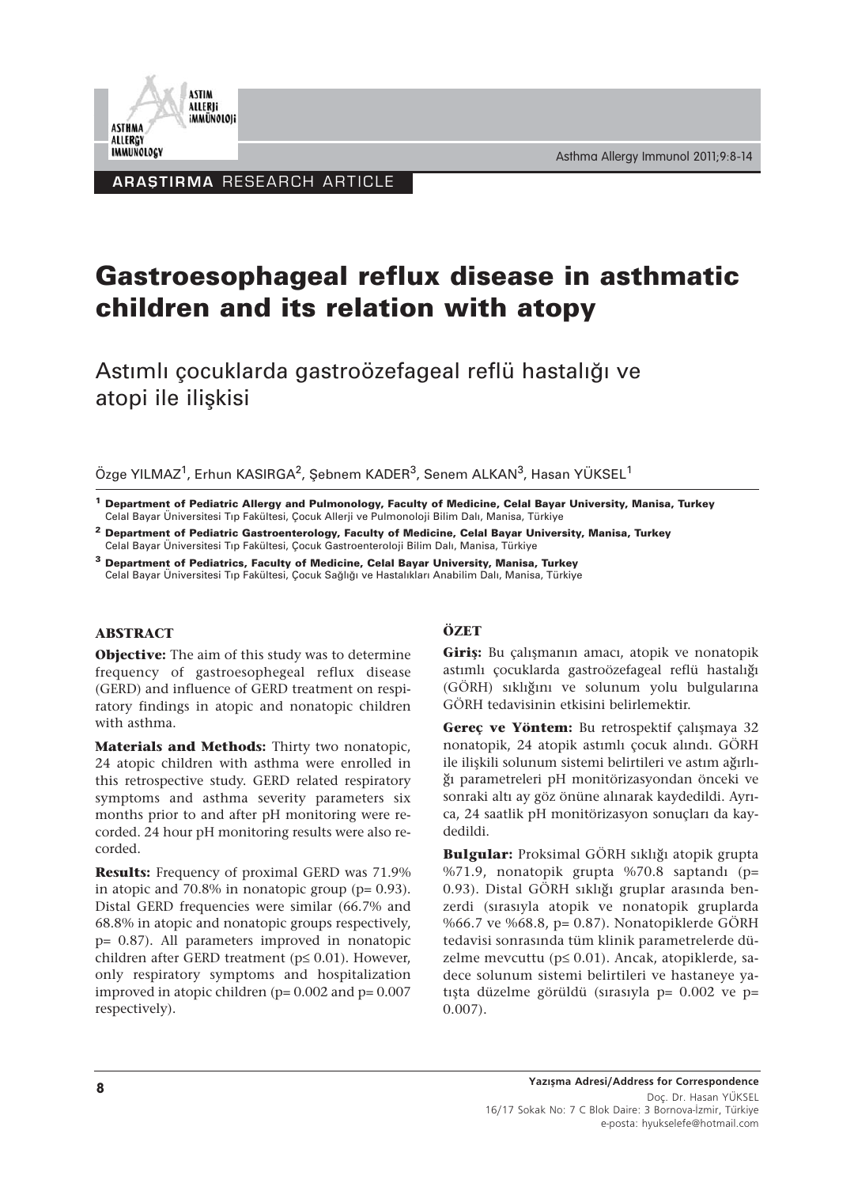ARAŞTIRMA RESEARCH ARTICLE

# Gastroesophageal reflux disease in asthmatic children and its relation with atopy

## Astımlı çocuklarda gastroözefageal reflü hastalığı ve atopi ile ilişkisi

Özge YILMAZ[1], Erhun KASIRGA[2], Şebnem KADER[3], Senem ALKAN[3], Hasan YÜKSEL[1]

[1] **Department of Pediatric Allergy and Pulmonology, Faculty of Medicine, Celal Bayar University, Manisa, Turkey**
Celal Bayar Üniversitesi Tıp Fakültesi, Çocuk Allerji ve Pulmonoloji Bilim Dalı, Manisa, Türkiye

[2] **Department of Pediatric Gastroenterology, Faculty of Medicine, Celal Bayar University, Manisa, Turkey**
Celal Bayar Üniversitesi Tıp Fakültesi, Çocuk Gastroenteroloji Bilim Dalı, Manisa, Türkiye

[3] **Department of Pediatrics, Faculty of Medicine, Celal Bayar University, Manisa, Turkey**
Celal Bayar Üniversitesi Tıp Fakültesi, Çocuk Sağlığı ve Hastalıkları Anabilim Dalı, Manisa, Türkiye

### ABSTRACT

**Objective:** The aim of this study was to determine frequency of gastroesophegeal reflux disease (GERD) and influence of GERD treatment on respiratory findings in atopic and nonatopic children with asthma.

**Materials and Methods:** Thirty two nonatopic, 24 atopic children with asthma were enrolled in this retrospective study. GERD related respiratory symptoms and asthma severity parameters six months prior to and after pH monitoring were recorded. 24 hour pH monitoring results were also recorded.

**Results:** Frequency of proximal GERD was 71.9% in atopic and 70.8% in nonatopic group ($p= 0.93$). Distal GERD frequencies were similar (66.7% and 68.8% in atopic and nonatopic groups respectively, $p= 0.87$). All parameters improved in nonatopic children after GERD treatment ($p\leq 0.01$). However, only respiratory symptoms and hospitalization improved in atopic children ($p= 0.002$ and $p= 0.007$ respectively).

### ÖZET

**Giriş:** Bu çalışmanın amacı, atopik ve nonatopik astımlı çocuklarda gastroözefageal reflü hastalığı (GÖRH) sıklığını ve solunum yolu bulgularına GÖRH tedavisinin etkisini belirlemektir.

**Gereç ve Yöntem:** Bu retrospektif çalışmaya 32 nonatopik, 24 atopik astımlı çocuk alındı. GÖRH ile ilişkili solunum sistemi belirtileri ve astım ağırlığı parametreleri pH monitörizasyondan önceki ve sonraki altı ay göz önüne alınarak kaydedildi. Ayrıca, 24 saatlik pH monitörizasyon sonuçları da kaydedildi.

**Bulgular:** Proksimal GÖRH sıklığı atopik grupta %71.9, nonatopik grupta %70.8 saptandı ($p= 0.93$). Distal GÖRH sıklığı gruplar arasında benzerdi (sırasıyla atopik ve nonatopik gruplarda %66.7 ve %68.8, $p= 0.87$). Nonatopiklerde GÖRH tedavisi sonrasında tüm klinik parametrelerde düzelme mevcuttu ($p\leq 0.01$). Ancak, atopiklerde, sadece solunum sistemi belirtileri ve hastaneye yatışta düzelme görüldü (sırasıyla $p= 0.002$ ve $p= 0.007$).

**Yazışma Adresi/Address for Correspondence**
Doç. Dr. Hasan YÜKSEL
16/17 Sokak No: 7 C Blok Daire: 3 Bornova-İzmir, Türkiye
e-posta: hyukselefe@hotmail.com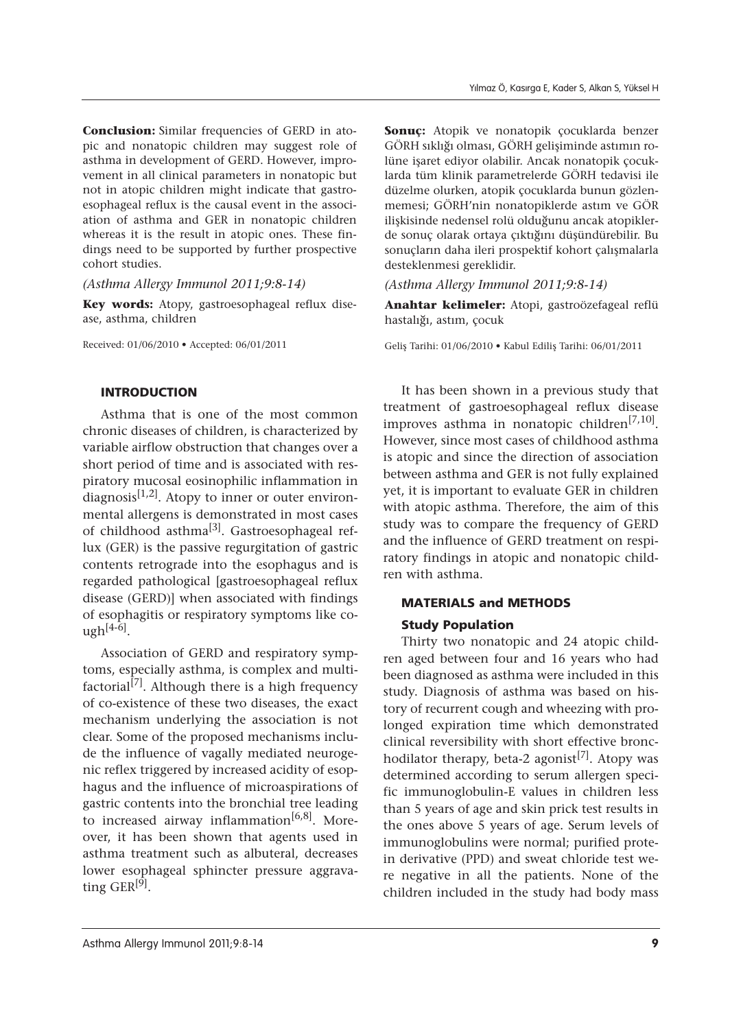**Conclusion:** Similar frequencies of GERD in atopic and nonatopic children may suggest role of asthma in development of GERD. However, improvement in all clinical parameters in nonatopic but not in atopic children might indicate that gastroesophageal reflux is the causal event in the association of asthma and GER in nonatopic children whereas it is the result in atopic ones. These findings need to be supported by further prospective cohort studies.

*(Asthma Allergy Immunol 2011;9:8-14)*

**Key words:** Atopy, gastroesophageal reflux disease, asthma, children

Received: 01/06/2010 • Accepted: 06/01/2011

**Sonuç:** Atopik ve nonatopik çocuklarda benzer GÖRH sıklığı olması, GÖRH gelişiminde astımın rolüne işaret ediyor olabilir. Ancak nonatopik çocuklarda tüm klinik parametrelerde GÖRH tedavisi ile düzelme olurken, atopik çocuklarda bunun gözlenmemesi; GÖRH'nin nonatopiklerde astım ve GÖR ilişkisinde nedensel rolü olduğunu ancak atopiklerde sonuç olarak ortaya çıktığını düşündürebilir. Bu sonuçların daha ileri prospektif kohort çalışmalarla desteklenmesi gereklidir.

*(Asthma Allergy Immunol 2011;9:8-14)*

**Anahtar kelimeler:** Atopi, gastroözefageal reflü hastalığı, astım, çocuk

Geliş Tarihi: 01/06/2010 • Kabul Ediliş Tarihi: 06/01/2011

## INTRODUCTION

Asthma that is one of the most common chronic diseases of children, is characterized by variable airflow obstruction that changes over a short period of time and is associated with respiratory mucosal eosinophilic inflammation in diagnosis[1,2]. Atopy to inner or outer environmental allergens is demonstrated in most cases of childhood asthma[3]. Gastroesophageal reflux (GER) is the passive regurgitation of gastric contents retrograde into the esophagus and is regarded pathological [gastroesophageal reflux disease (GERD)] when associated with findings of esophagitis or respiratory symptoms like cough[4-6].

Association of GERD and respiratory symptoms, especially asthma, is complex and multifactorial[7]. Although there is a high frequency of co-existence of these two diseases, the exact mechanism underlying the association is not clear. Some of the proposed mechanisms include the influence of vagally mediated neurogenic reflex triggered by increased acidity of esophagus and the influence of microaspirations of gastric contents into the bronchial tree leading to increased airway inflammation[6,8]. Moreover, it has been shown that agents used in asthma treatment such as albuterol, decreases lower esophageal sphincter pressure aggravating GER[9].

It has been shown in a previous study that treatment of gastroesophageal reflux disease improves asthma in nonatopic children[7,10]. However, since most cases of childhood asthma is atopic and since the direction of association between asthma and GER is not fully explained yet, it is important to evaluate GER in children with atopic asthma. Therefore, the aim of this study was to compare the frequency of GERD and the influence of GERD treatment on respiratory findings in atopic and nonatopic children with asthma.

## MATERIALS and METHODS

### Study Population

Thirty two nonatopic and 24 atopic children aged between four and 16 years who had been diagnosed as asthma were included in this study. Diagnosis of asthma was based on history of recurrent cough and wheezing with prolonged expiration time which demonstrated clinical reversibility with short effective bronchodilator therapy, beta-2 agonist[7]. Atopy was determined according to serum allergen specific immunoglobulin-E values in children less than 5 years of age and skin prick test results in the ones above 5 years of age. Serum levels of immunoglobulins were normal; purified protein derivative (PPD) and sweat chloride test were negative in all the patients. None of the children included in the study had body mass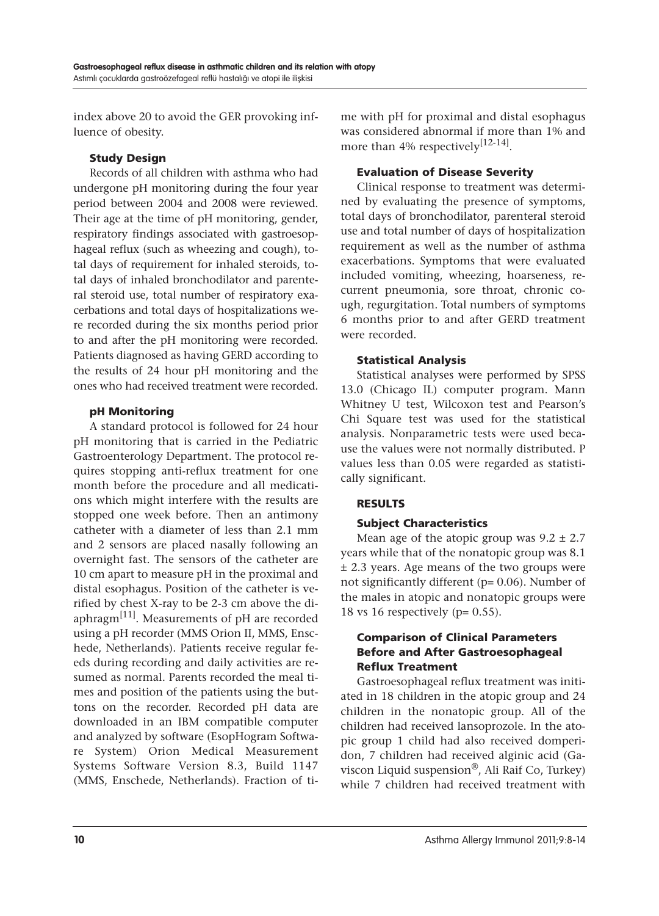index above 20 to avoid the GER provoking influence of obesity.

### Study Design

Records of all children with asthma who had undergone pH monitoring during the four year period between 2004 and 2008 were reviewed. Their age at the time of pH monitoring, gender, respiratory findings associated with gastroesophageal reflux (such as wheezing and cough), total days of requirement for inhaled steroids, total days of inhaled bronchodilator and parenteral steroid use, total number of respiratory exacerbations and total days of hospitalizations were recorded during the six months period prior to and after the pH monitoring were recorded. Patients diagnosed as having GERD according to the results of 24 hour pH monitoring and the ones who had received treatment were recorded.

### pH Monitoring

A standard protocol is followed for 24 hour pH monitoring that is carried in the Pediatric Gastroenterology Department. The protocol requires stopping anti-reflux treatment for one month before the procedure and all medications which might interfere with the results are stopped one week before. Then an antimony catheter with a diameter of less than 2.1 mm and 2 sensors are placed nasally following an overnight fast. The sensors of the catheter are 10 cm apart to measure pH in the proximal and distal esophagus. Position of the catheter is verified by chest X-ray to be 2-3 cm above the diaphragm[11]. Measurements of pH are recorded using a pH recorder (MMS Orion II, MMS, Enschede, Netherlands). Patients receive regular feeds during recording and daily activities are resumed as normal. Parents recorded the meal times and position of the patients using the buttons on the recorder. Recorded pH data are downloaded in an IBM compatible computer and analyzed by software (EsopHogram Software System) Orion Medical Measurement Systems Software Version 8.3, Build 1147 (MMS, Enschede, Netherlands). Fraction of time with pH for proximal and distal esophagus was considered abnormal if more than 1% and more than 4% respectively[12-14].

### Evaluation of Disease Severity

Clinical response to treatment was determined by evaluating the presence of symptoms, total days of bronchodilator, parenteral steroid use and total number of days of hospitalization requirement as well as the number of asthma exacerbations. Symptoms that were evaluated included vomiting, wheezing, hoarseness, recurrent pneumonia, sore throat, chronic cough, regurgitation. Total numbers of symptoms 6 months prior to and after GERD treatment were recorded.

### Statistical Analysis

Statistical analyses were performed by SPSS 13.0 (Chicago IL) computer program. Mann Whitney U test, Wilcoxon test and Pearson's Chi Square test was used for the statistical analysis. Nonparametric tests were used because the values were not normally distributed. P values less than 0.05 were regarded as statistically significant.

## RESULTS

### Subject Characteristics

Mean age of the atopic group was $9.2 \pm 2.7$ years while that of the nonatopic group was $8.1 \pm 2.3$ years. Age means of the two groups were not significantly different ($p= 0.06$). Number of the males in atopic and nonatopic groups were 18 vs 16 respectively ($p= 0.55$).

### Comparison of Clinical Parameters Before and After Gastroesophageal Reflux Treatment

Gastroesophageal reflux treatment was initiated in 18 children in the atopic group and 24 children in the nonatopic group. All of the children had received lansoprozole. In the atopic group 1 child had also received domperidon, 7 children had received alginic acid (Gaviscon Liquid suspension®, Ali Raif Co, Turkey) while 7 children had received treatment with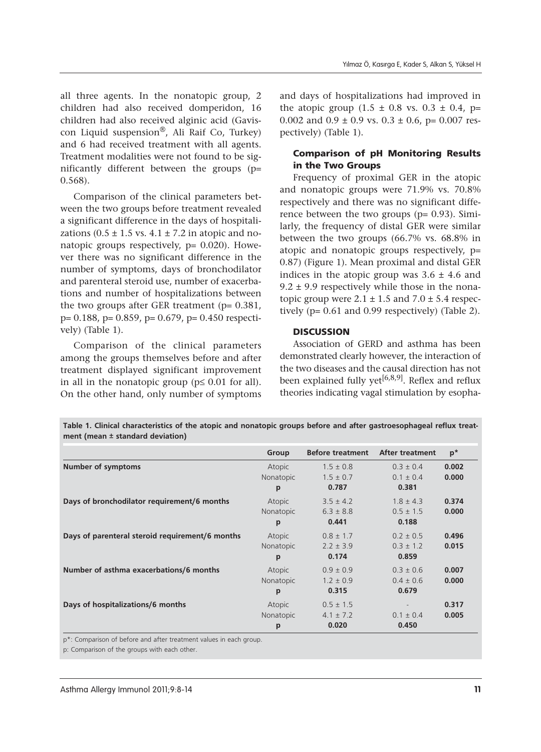all three agents. In the nonatopic group, 2 children had also received domperidon, 16 children had also received alginic acid (Gaviscon Liquid suspension®, Ali Raif Co, Turkey) and 6 had received treatment with all agents. Treatment modalities were not found to be significantly different between the groups (p= 0.568).

Comparison of the clinical parameters between the two groups before treatment revealed a significant difference in the days of hospitalizations (0.5 ± 1.5 vs. 4.1 ± 7.2 in atopic and nonatopic groups respectively, p= 0.020). However there was no significant difference in the number of symptoms, days of bronchodilator and parenteral steroid use, number of exacerbations and number of hospitalizations between the two groups after GER treatment (p= 0.381, p= 0.188, p= 0.859, p= 0.679, p= 0.450 respectively) (Table 1).

Comparison of the clinical parameters among the groups themselves before and after treatment displayed significant improvement in all in the nonatopic group (p≤ 0.01 for all). On the other hand, only number of symptoms and days of hospitalizations had improved in the atopic group (1.5 ± 0.8 vs. 0.3 ± 0.4, p= 0.002 and 0.9 ± 0.9 vs. 0.3 ± 0.6, p= 0.007 respectively) (Table 1).

### Comparison of pH Monitoring Results in the Two Groups

Frequency of proximal GER in the atopic and nonatopic groups were 71.9% vs. 70.8% respectively and there was no significant difference between the two groups (p= 0.93). Similarly, the frequency of distal GER were similar between the two groups (66.7% vs. 68.8% in atopic and nonatopic groups respectively, p= 0.87) (Figure 1). Mean proximal and distal GER indices in the atopic group was 3.6 ± 4.6 and 9.2 ± 9.9 respectively while those in the nonatopic group were 2.1 ± 1.5 and 7.0 ± 5.4 respectively (p= 0.61 and 0.99 respectively) (Table 2).

## DISCUSSION

Association of GERD and asthma has been demonstrated clearly however, the interaction of the two diseases and the causal direction has not been explained fully yet[6,8,9]. Reflex and reflux theories indicating vagal stimulation by esopha-

**Table 1. Clinical characteristics of the atopic and nonatopic groups before and after gastroesophageal reflux treatment (mean ± standard deviation)**

| | Group | Before treatment | After treatment | p* |
|---|---|---|---|---|
| **Number of symptoms** | Atopic | 1.5 ± 0.8 | 0.3 ± 0.4 | **0.002** |
| | Nonatopic | 1.5 ± 0.7 | 0.1 ± 0.4 | **0.000** |
| | p | **0.787** | **0.381** | |
| **Days of bronchodilator requirement/6 months** | Atopic | 3.5 ± 4.2 | 1.8 ± 4.3 | **0.374** |
| | Nonatopic | 6.3 ± 8.8 | 0.5 ± 1.5 | **0.000** |
| | p | **0.441** | **0.188** | |
| **Days of parenteral steroid requirement/6 months** | Atopic | 0.8 ± 1.7 | 0.2 ± 0.5 | **0.496** |
| | Nonatopic | 2.2 ± 3.9 | 0.3 ± 1.2 | **0.015** |
| | p | **0.174** | **0.859** | |
| **Number of asthma exacerbations/6 months** | Atopic | 0.9 ± 0.9 | 0.3 ± 0.6 | **0.007** |
| | Nonatopic | 1.2 ± 0.9 | 0.4 ± 0.6 | **0.000** |
| | p | **0.315** | **0.679** | |
| **Days of hospitalizations/6 months** | Atopic | 0.5 ± 1.5 | - | **0.317** |
| | Nonatopic | 4.1 ± 7.2 | 0.1 ± 0.4 | **0.005** |
| | p | **0.020** | **0.450** | |

p*: Comparison of before and after treatment values in each group.
p: Comparison of the groups with each other.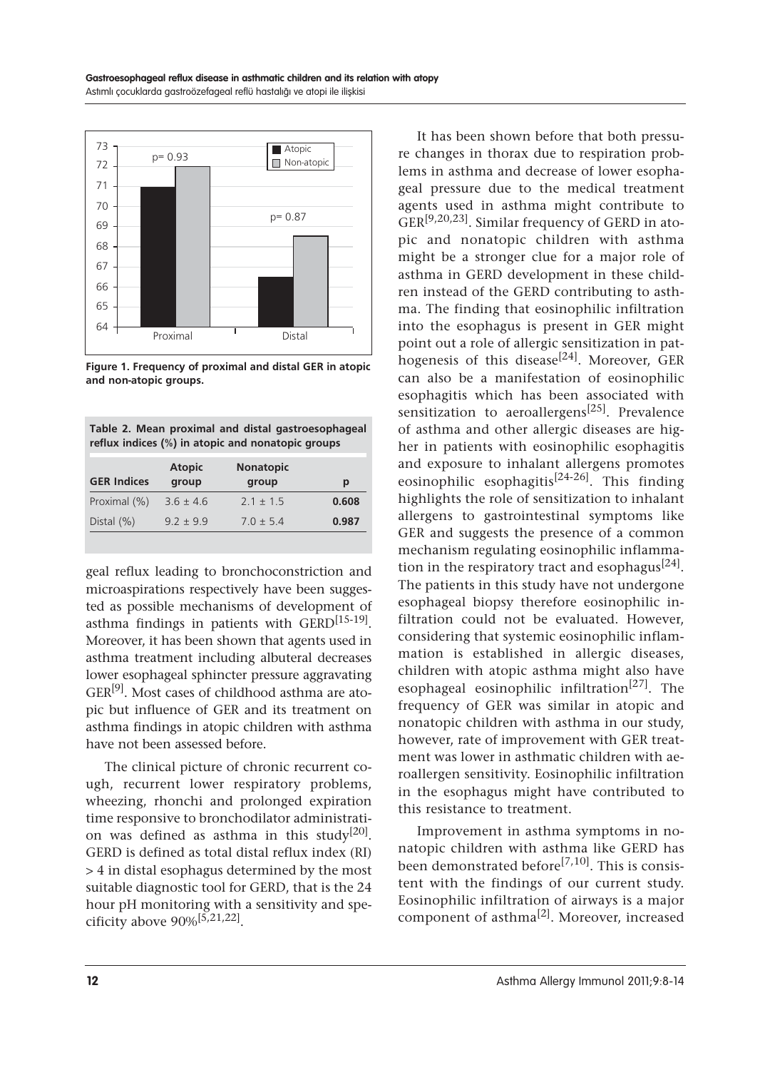Figure 1. Frequency of proximal and distal GER in atopic and non-atopic groups.

**Table 2. Mean proximal and distal gastroesophageal reflux indices (%) in atopic and nonatopic groups**

| GER Indices | Atopic group | Nonatopic group | p |
|---|---|---|---|
| Proximal (%) | 3.6 ± 4.6 | 2.1 ± 1.5 | **0.608** |
| Distal (%) | 9.2 ± 9.9 | 7.0 ± 5.4 | **0.987** |

geal reflux leading to bronchoconstriction and microaspirations respectively have been suggested as possible mechanisms of development of asthma findings in patients with GERD[15-19]. Moreover, it has been shown that agents used in asthma treatment including albuteral decreases lower esophageal sphincter pressure aggravating GER[9]. Most cases of childhood asthma are atopic but influence of GER and its treatment on asthma findings in atopic children with asthma have not been assessed before.

The clinical picture of chronic recurrent cough, recurrent lower respiratory problems, wheezing, rhonchi and prolonged expiration time responsive to bronchodilator administration was defined as asthma in this study[20]. GERD is defined as total distal reflux index (RI) > 4 in distal esophagus determined by the most suitable diagnostic tool for GERD, that is the 24 hour pH monitoring with a sensitivity and specificity above 90%[5,21,22].

It has been shown before that both pressure changes in thorax due to respiration problems in asthma and decrease of lower esophageal pressure due to the medical treatment agents used in asthma might contribute to GER[9,20,23]. Similar frequency of GERD in atopic and nonatopic children with asthma might be a stronger clue for a major role of asthma in GERD development in these children instead of the GERD contributing to asthma. The finding that eosinophilic infiltration into the esophagus is present in GER might point out a role of allergic sensitization in pathogenesis of this disease[24]. Moreover, GER can also be a manifestation of eosinophilic esophagitis which has been associated with sensitization to aeroallergens[25]. Prevalence of asthma and other allergic diseases are higher in patients with eosinophilic esophagitis and exposure to inhalant allergens promotes eosinophilic esophagitis[24-26]. This finding highlights the role of sensitization to inhalant allergens to gastrointestinal symptoms like GER and suggests the presence of a common mechanism regulating eosinophilic inflammation in the respiratory tract and esophagus[24]. The patients in this study have not undergone esophageal biopsy therefore eosinophilic infiltration could not be evaluated. However, considering that systemic eosinophilic inflammation is established in allergic diseases, children with atopic asthma might also have esophageal eosinophilic infiltration[27]. The frequency of GER was similar in atopic and nonatopic children with asthma in our study, however, rate of improvement with GER treatment was lower in asthmatic children with aeroallergen sensitivity. Eosinophilic infiltration in the esophagus might have contributed to this resistance to treatment.

Improvement in asthma symptoms in nonatopic children with asthma like GERD has been demonstrated before[7,10]. This is consistent with the findings of our current study. Eosinophilic infiltration of airways is a major component of asthma[2]. Moreover, increased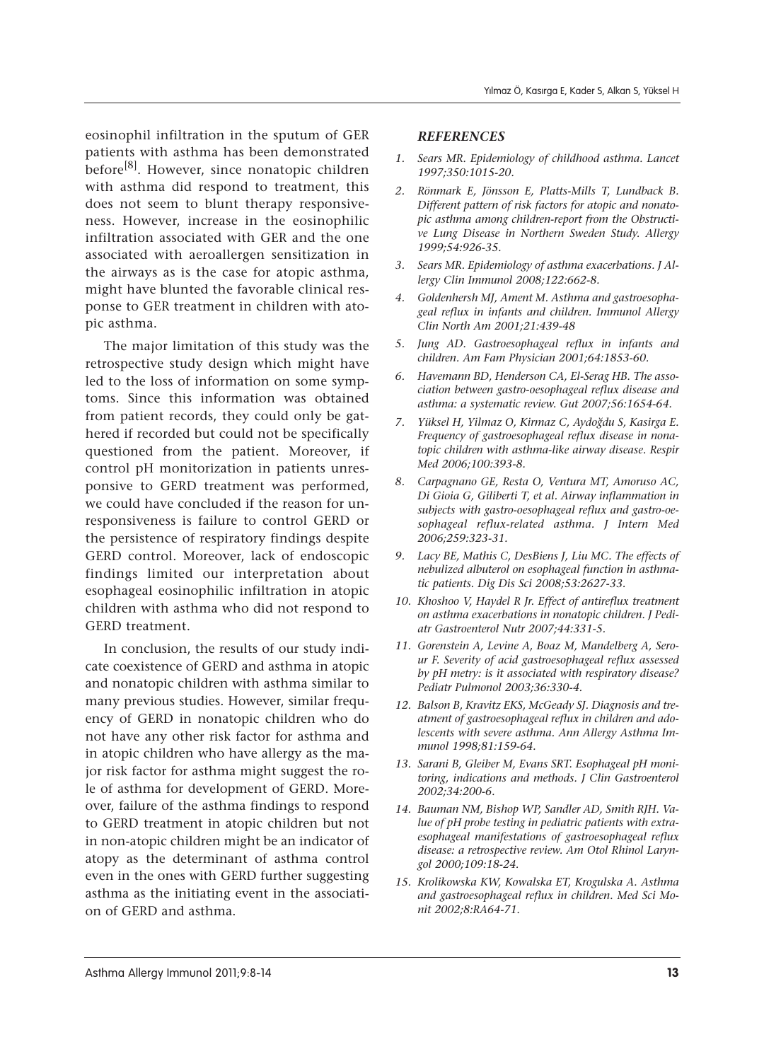eosinophil infiltration in the sputum of GER patients with asthma has been demonstrated before[8]. However, since nonatopic children with asthma did respond to treatment, this does not seem to blunt therapy responsiveness. However, increase in the eosinophilic infiltration associated with GER and the one associated with aeroallergen sensitization in the airways as is the case for atopic asthma, might have blunted the favorable clinical response to GER treatment in children with atopic asthma.

The major limitation of this study was the retrospective study design which might have led to the loss of information on some symptoms. Since this information was obtained from patient records, they could only be gathered if recorded but could not be specifically questioned from the patient. Moreover, if control pH monitorization in patients unresponsive to GERD treatment was performed, we could have concluded if the reason for unresponsiveness is failure to control GERD or the persistence of respiratory findings despite GERD control. Moreover, lack of endoscopic findings limited our interpretation about esophageal eosinophilic infiltration in atopic children with asthma who did not respond to GERD treatment.

In conclusion, the results of our study indicate coexistence of GERD and asthma in atopic and nonatopic children with asthma similar to many previous studies. However, similar frequency of GERD in nonatopic children who do not have any other risk factor for asthma and in atopic children who have allergy as the major risk factor for asthma might suggest the role of asthma for development of GERD. Moreover, failure of the asthma findings to respond to GERD treatment in atopic children but not in non-atopic children might be an indicator of atopy as the determinant of asthma control even in the ones with GERD further suggesting asthma as the initiating event in the association of GERD and asthma.

## *REFERENCES*

1. *Sears MR. Epidemiology of childhood asthma. Lancet 1997;350:1015-20.*
2. *Rönmark E, Jönsson E, Platts-Mills T, Lundback B. Different pattern of risk factors for atopic and nonatopic asthma among children-report from the Obstructive Lung Disease in Northern Sweden Study. Allergy 1999;54:926-35.*
3. *Sears MR. Epidemiology of asthma exacerbations. J Allergy Clin Immunol 2008;122:662-8.*
4. *Goldenhersh MJ, Ament M. Asthma and gastroesophageal reflux in infants and children. Immunol Allergy Clin North Am 2001;21:439-48*
5. *Jung AD. Gastroesophageal reflux in infants and children. Am Fam Physician 2001;64:1853-60.*
6. *Havemann BD, Henderson CA, El-Serag HB. The association between gastro-oesophageal reflux disease and asthma: a systematic review. Gut 2007;56:1654-64.*
7. *Yüksel H, Yilmaz O, Kirmaz C, Aydoğdu S, Kasirga E. Frequency of gastroesophageal reflux disease in nonatopic children with asthma-like airway disease. Respir Med 2006;100:393-8.*
8. *Carpagnano GE, Resta O, Ventura MT, Amoruso AC, Di Gioia G, Giliberti T, et al. Airway inflammation in subjects with gastro-oesophageal reflux and gastro-oesophageal reflux-related asthma. J Intern Med 2006;259:323-31.*
9. *Lacy BE, Mathis C, DesBiens J, Liu MC. The effects of nebulized albuterol on esophageal function in asthmatic patients. Dig Dis Sci 2008;53:2627-33.*
10. *Khoshoo V, Haydel R Jr. Effect of antireflux treatment on asthma exacerbations in nonatopic children. J Pediatr Gastroenterol Nutr 2007;44:331-5.*
11. *Gorenstein A, Levine A, Boaz M, Mandelberg A, Serour F. Severity of acid gastroesophageal reflux assessed by pH metry: is it associated with respiratory disease? Pediatr Pulmonol 2003;36:330-4.*
12. *Balson B, Kravitz EKS, McGeady SJ. Diagnosis and treatment of gastroesophageal reflux in children and adolescents with severe asthma. Ann Allergy Asthma Immunol 1998;81:159-64.*
13. *Sarani B, Gleiber M, Evans SRT. Esophageal pH monitoring, indications and methods. J Clin Gastroenterol 2002;34:200-6.*
14. *Bauman NM, Bishop WP, Sandler AD, Smith RJH. Value of pH probe testing in pediatric patients with extraesophageal manifestations of gastroesophageal reflux disease: a retrospective review. Am Otol Rhinol Laryngol 2000;109:18-24.*
15. *Krolikowska KW, Kowalska ET, Krogulska A. Asthma and gastroesophageal reflux in children. Med Sci Monit 2002;8:RA64-71.*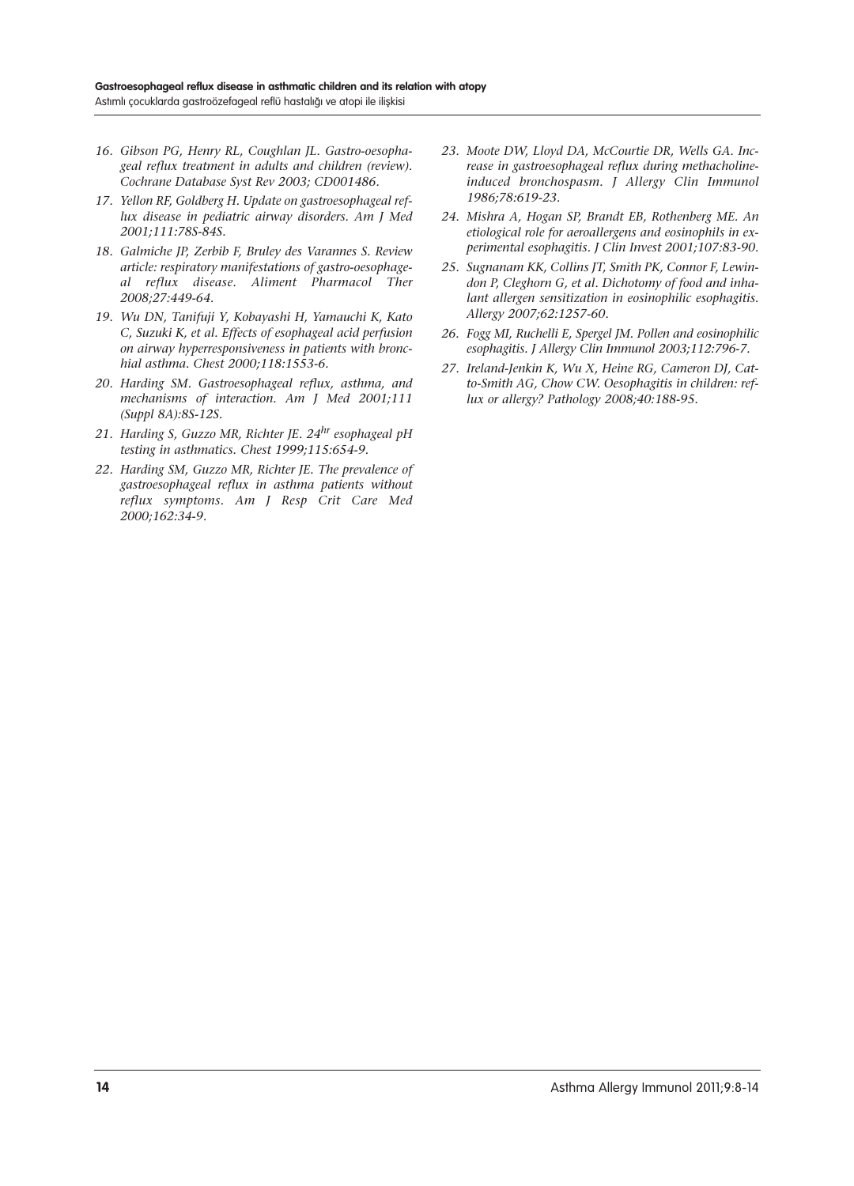16. Gibson PG, Henry RL, Coughlan JL. Gastro-oesophageal reflux treatment in adults and children (review). Cochrane Database Syst Rev 2003; CD001486.
17. Yellon RF, Goldberg H. Update on gastroesophageal reflux disease in pediatric airway disorders. Am J Med 2001;111:78S-84S.
18. Galmiche JP, Zerbib F, Bruley des Varannes S. Review article: respiratory manifestations of gastro-oesophageal reflux disease. Aliment Pharmacol Ther 2008;27:449-64.
19. Wu DN, Tanifuji Y, Kobayashi H, Yamauchi K, Kato C, Suzuki K, et al. Effects of esophageal acid perfusion on airway hyperresponsiveness in patients with bronchial asthma. Chest 2000;118:1553-6.
20. Harding SM. Gastroesophageal reflux, asthma, and mechanisms of interaction. Am J Med 2001;111 (Suppl 8A):8S-12S.
21. Harding S, Guzzo MR, Richter JE. $24^{hr}$ esophageal pH testing in asthmatics. Chest 1999;115:654-9.
22. Harding SM, Guzzo MR, Richter JE. The prevalence of gastroesophageal reflux in asthma patients without reflux symptoms. Am J Resp Crit Care Med 2000;162:34-9.
23. Moote DW, Lloyd DA, McCourtie DR, Wells GA. Increase in gastroesophageal reflux during methacholine-induced bronchospasm. J Allergy Clin Immunol 1986;78:619-23.
24. Mishra A, Hogan SP, Brandt EB, Rothenberg ME. An etiological role for aeroallergens and eosinophils in experimental esophagitis. J Clin Invest 2001;107:83-90.
25. Sugnanam KK, Collins JT, Smith PK, Connor F, Lewindon P, Cleghorn G, et al. Dichotomy of food and inhalant allergen sensitization in eosinophilic esophagitis. Allergy 2007;62:1257-60.
26. Fogg MI, Ruchelli E, Spergel JM. Pollen and eosinophilic esophagitis. J Allergy Clin Immunol 2003;112:796-7.
27. Ireland-Jenkin K, Wu X, Heine RG, Cameron DJ, Catto-Smith AG, Chow CW. Oesophagitis in children: reflux or allergy? Pathology 2008;40:188-95.